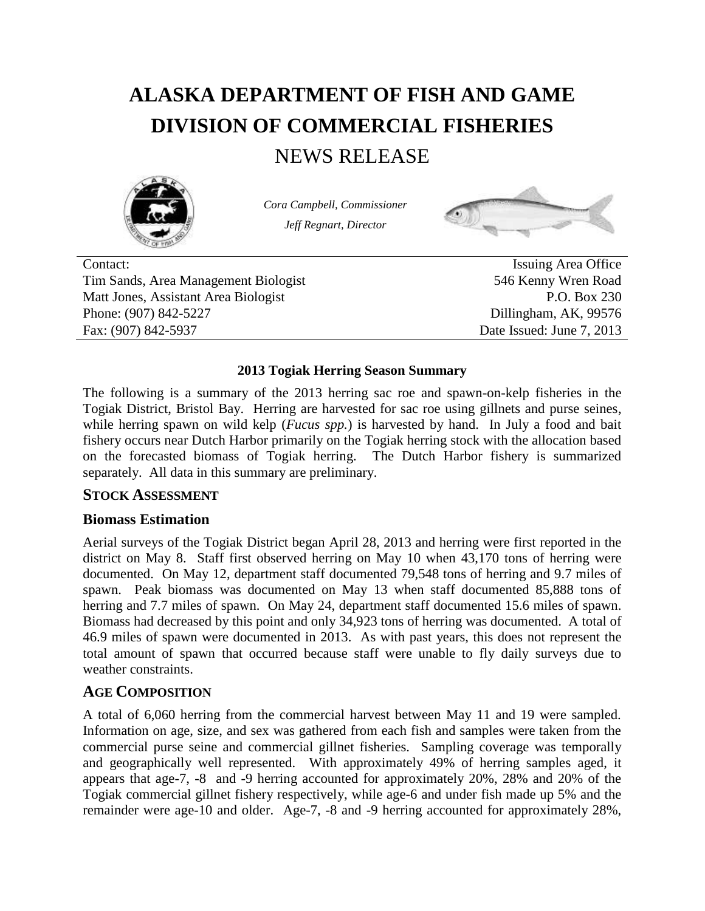# ALASKA DEPARTMENT OF FISH AND GAME
# DIVISION OF COMMERCIAL FISHERIES
## NEWS RELEASE

*Cora Campbell, Commissioner*
*Jeff Regnart, Director*

| Contact: | Issuing Area Office |
|---|---|
| Tim Sands, Area Management Biologist | 546 Kenny Wren Road |
| Matt Jones, Assistant Area Biologist | P.O. Box 230 |
| Phone: (907) 842-5227 | Dillingham, AK, 99576 |
| Fax: (907) 842-5937 | Date Issued: June 7, 2013 |

**2013 Togiak Herring Season Summary**

The following is a summary of the 2013 herring sac roe and spawn-on-kelp fisheries in the Togiak District, Bristol Bay. Herring are harvested for sac roe using gillnets and purse seines, while herring spawn on wild kelp (*Fucus spp.*) is harvested by hand. In July a food and bait fishery occurs near Dutch Harbor primarily on the Togiak herring stock with the allocation based on the forecasted biomass of Togiak herring. The Dutch Harbor fishery is summarized separately. All data in this summary are preliminary.

## STOCK ASSESSMENT

### Biomass Estimation

Aerial surveys of the Togiak District began April 28, 2013 and herring were first reported in the district on May 8. Staff first observed herring on May 10 when 43,170 tons of herring were documented. On May 12, department staff documented 79,548 tons of herring and 9.7 miles of spawn. Peak biomass was documented on May 13 when staff documented 85,888 tons of herring and 7.7 miles of spawn. On May 24, department staff documented 15.6 miles of spawn. Biomass had decreased by this point and only 34,923 tons of herring was documented. A total of 46.9 miles of spawn were documented in 2013. As with past years, this does not represent the total amount of spawn that occurred because staff were unable to fly daily surveys due to weather constraints.

## AGE COMPOSITION

A total of 6,060 herring from the commercial harvest between May 11 and 19 were sampled. Information on age, size, and sex was gathered from each fish and samples were taken from the commercial purse seine and commercial gillnet fisheries. Sampling coverage was temporally and geographically well represented. With approximately 49% of herring samples aged, it appears that age-7, -8 and -9 herring accounted for approximately 20%, 28% and 20% of the Togiak commercial gillnet fishery respectively, while age-6 and under fish made up 5% and the remainder were age-10 and older. Age-7, -8 and -9 herring accounted for approximately 28%,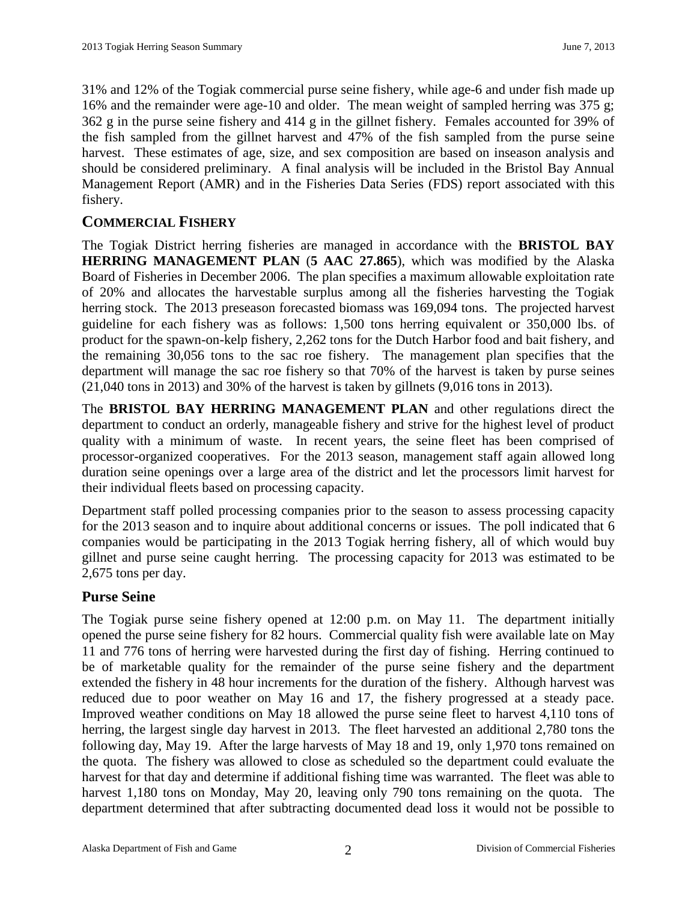31% and 12% of the Togiak commercial purse seine fishery, while age-6 and under fish made up 16% and the remainder were age-10 and older. The mean weight of sampled herring was 375 g; 362 g in the purse seine fishery and 414 g in the gillnet fishery. Females accounted for 39% of the fish sampled from the gillnet harvest and 47% of the fish sampled from the purse seine harvest. These estimates of age, size, and sex composition are based on inseason analysis and should be considered preliminary. A final analysis will be included in the Bristol Bay Annual Management Report (AMR) and in the Fisheries Data Series (FDS) report associated with this fishery.

## COMMERCIAL FISHERY

The Togiak District herring fisheries are managed in accordance with the **BRISTOL BAY HERRING MANAGEMENT PLAN** (**5 AAC 27.865**), which was modified by the Alaska Board of Fisheries in December 2006. The plan specifies a maximum allowable exploitation rate of 20% and allocates the harvestable surplus among all the fisheries harvesting the Togiak herring stock. The 2013 preseason forecasted biomass was 169,094 tons. The projected harvest guideline for each fishery was as follows: 1,500 tons herring equivalent or 350,000 lbs. of product for the spawn-on-kelp fishery, 2,262 tons for the Dutch Harbor food and bait fishery, and the remaining 30,056 tons to the sac roe fishery. The management plan specifies that the department will manage the sac roe fishery so that 70% of the harvest is taken by purse seines (21,040 tons in 2013) and 30% of the harvest is taken by gillnets (9,016 tons in 2013).

The **BRISTOL BAY HERRING MANAGEMENT PLAN** and other regulations direct the department to conduct an orderly, manageable fishery and strive for the highest level of product quality with a minimum of waste. In recent years, the seine fleet has been comprised of processor-organized cooperatives. For the 2013 season, management staff again allowed long duration seine openings over a large area of the district and let the processors limit harvest for their individual fleets based on processing capacity.

Department staff polled processing companies prior to the season to assess processing capacity for the 2013 season and to inquire about additional concerns or issues. The poll indicated that 6 companies would be participating in the 2013 Togiak herring fishery, all of which would buy gillnet and purse seine caught herring. The processing capacity for 2013 was estimated to be 2,675 tons per day.

### Purse Seine

The Togiak purse seine fishery opened at 12:00 p.m. on May 11. The department initially opened the purse seine fishery for 82 hours. Commercial quality fish were available late on May 11 and 776 tons of herring were harvested during the first day of fishing. Herring continued to be of marketable quality for the remainder of the purse seine fishery and the department extended the fishery in 48 hour increments for the duration of the fishery. Although harvest was reduced due to poor weather on May 16 and 17, the fishery progressed at a steady pace. Improved weather conditions on May 18 allowed the purse seine fleet to harvest 4,110 tons of herring, the largest single day harvest in 2013. The fleet harvested an additional 2,780 tons the following day, May 19. After the large harvests of May 18 and 19, only 1,970 tons remained on the quota. The fishery was allowed to close as scheduled so the department could evaluate the harvest for that day and determine if additional fishing time was warranted. The fleet was able to harvest 1,180 tons on Monday, May 20, leaving only 790 tons remaining on the quota. The department determined that after subtracting documented dead loss it would not be possible to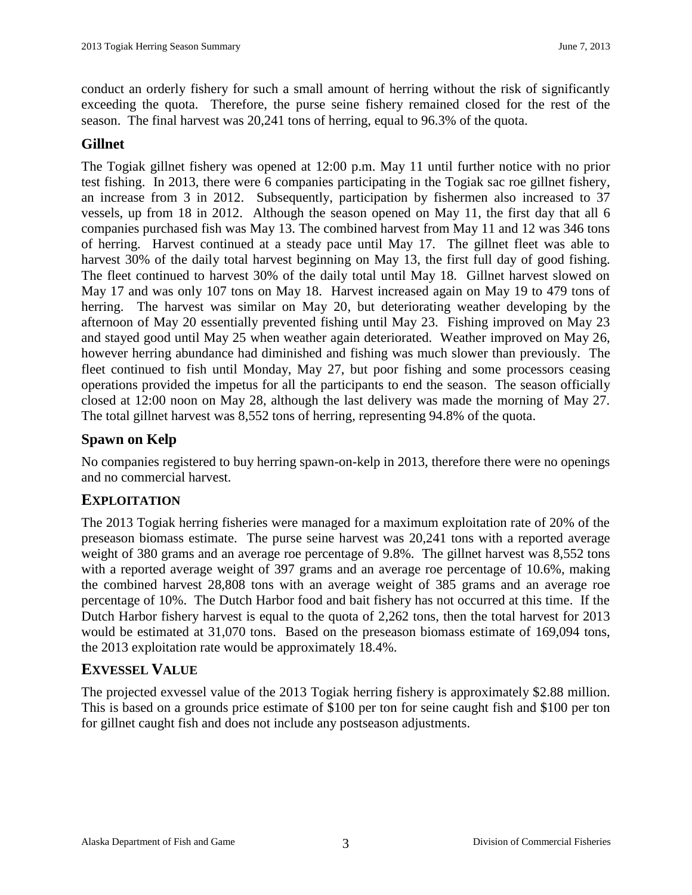conduct an orderly fishery for such a small amount of herring without the risk of significantly exceeding the quota. Therefore, the purse seine fishery remained closed for the rest of the season. The final harvest was 20,241 tons of herring, equal to 96.3% of the quota.

### Gillnet

The Togiak gillnet fishery was opened at 12:00 p.m. May 11 until further notice with no prior test fishing. In 2013, there were 6 companies participating in the Togiak sac roe gillnet fishery, an increase from 3 in 2012. Subsequently, participation by fishermen also increased to 37 vessels, up from 18 in 2012. Although the season opened on May 11, the first day that all 6 companies purchased fish was May 13. The combined harvest from May 11 and 12 was 346 tons of herring. Harvest continued at a steady pace until May 17. The gillnet fleet was able to harvest 30% of the daily total harvest beginning on May 13, the first full day of good fishing. The fleet continued to harvest 30% of the daily total until May 18. Gillnet harvest slowed on May 17 and was only 107 tons on May 18. Harvest increased again on May 19 to 479 tons of herring. The harvest was similar on May 20, but deteriorating weather developing by the afternoon of May 20 essentially prevented fishing until May 23. Fishing improved on May 23 and stayed good until May 25 when weather again deteriorated. Weather improved on May 26, however herring abundance had diminished and fishing was much slower than previously. The fleet continued to fish until Monday, May 27, but poor fishing and some processors ceasing operations provided the impetus for all the participants to end the season. The season officially closed at 12:00 noon on May 28, although the last delivery was made the morning of May 27. The total gillnet harvest was 8,552 tons of herring, representing 94.8% of the quota.

### Spawn on Kelp

No companies registered to buy herring spawn-on-kelp in 2013, therefore there were no openings and no commercial harvest.

## Exploitation

The 2013 Togiak herring fisheries were managed for a maximum exploitation rate of 20% of the preseason biomass estimate. The purse seine harvest was 20,241 tons with a reported average weight of 380 grams and an average roe percentage of 9.8%. The gillnet harvest was 8,552 tons with a reported average weight of 397 grams and an average roe percentage of 10.6%, making the combined harvest 28,808 tons with an average weight of 385 grams and an average roe percentage of 10%. The Dutch Harbor food and bait fishery has not occurred at this time. If the Dutch Harbor fishery harvest is equal to the quota of 2,262 tons, then the total harvest for 2013 would be estimated at 31,070 tons. Based on the preseason biomass estimate of 169,094 tons, the 2013 exploitation rate would be approximately 18.4%.

## Exvessel Value

The projected exvessel value of the 2013 Togiak herring fishery is approximately $2.88 million. This is based on a grounds price estimate of $100 per ton for seine caught fish and $100 per ton for gillnet caught fish and does not include any postseason adjustments.